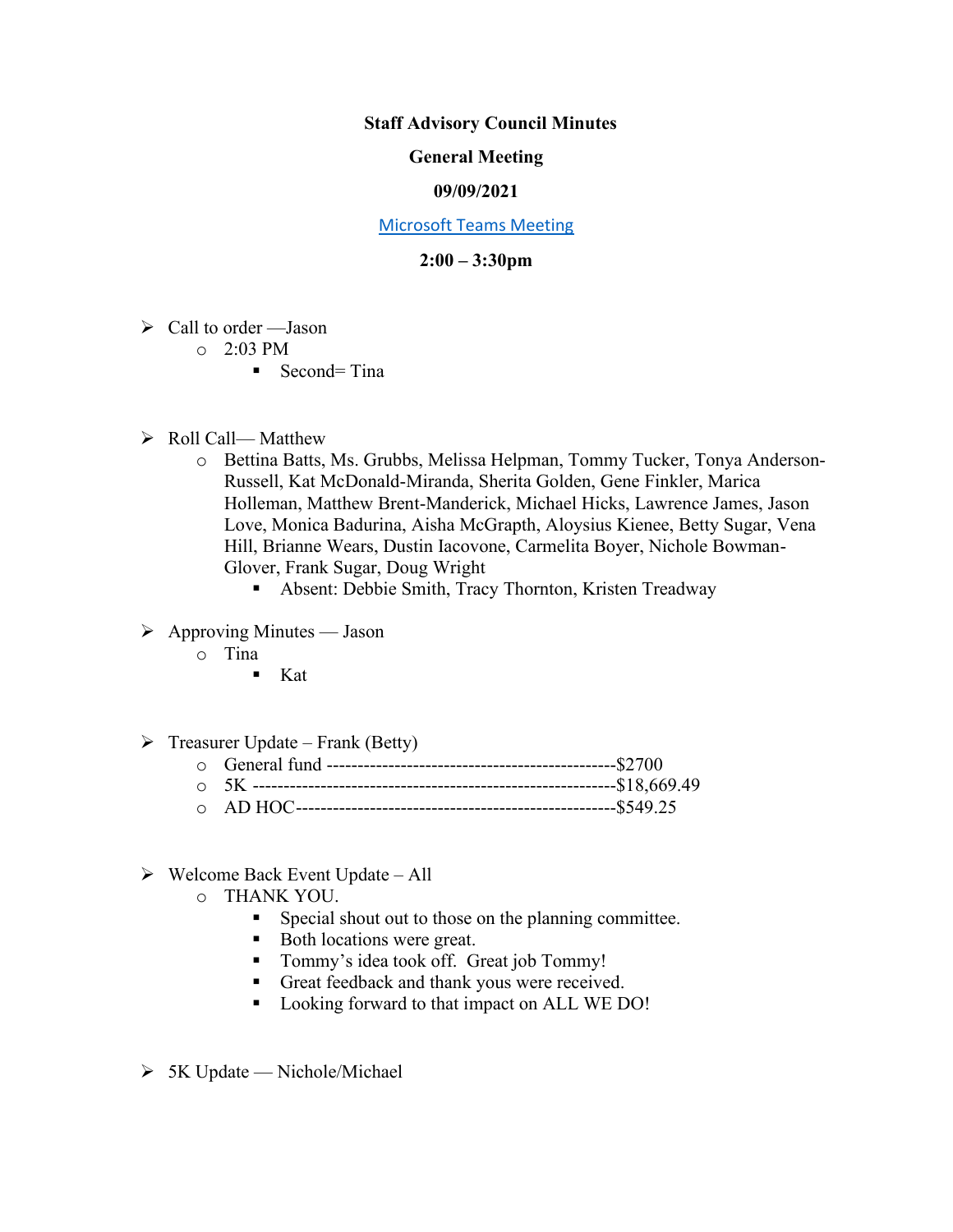**Staff Advisory Council Minutes**

**General Meeting**

**09/09/2021**

[Microsoft Teams Meeting]

**2:00 – 3:30pm**

- Call to order —Jason
  - 2:03 PM
    - Second= Tina

- Roll Call— Matthew
  - Bettina Batts, Ms. Grubbs, Melissa Helpman, Tommy Tucker, Tonya Anderson-Russell, Kat McDonald-Miranda, Sherita Golden, Gene Finkler, Marica Holleman, Matthew Brent-Manderick, Michael Hicks, Lawrence James, Jason Love, Monica Badurina, Aisha McGrapth, Aloysius Kienee, Betty Sugar, Vena Hill, Brianne Wears, Dustin Iacovone, Carmelita Boyer, Nichole Bowman-Glover, Frank Sugar, Doug Wright
    - Absent: Debbie Smith, Tracy Thornton, Kristen Treadway

- Approving Minutes — Jason
  - Tina
    - Kat

- Treasurer Update – Frank (Betty)
  - General fund -----------------------------------------------$2700
  - 5K ----------------------------------------------------------$18,669.49
  - AD HOC----------------------------------------------------$549.25

- Welcome Back Event Update – All
  - THANK YOU.
    - Special shout out to those on the planning committee.
    - Both locations were great.
    - Tommy's idea took off. Great job Tommy!
    - Great feedback and thank yous were received.
    - Looking forward to that impact on ALL WE DO!

- 5K Update — Nichole/Michael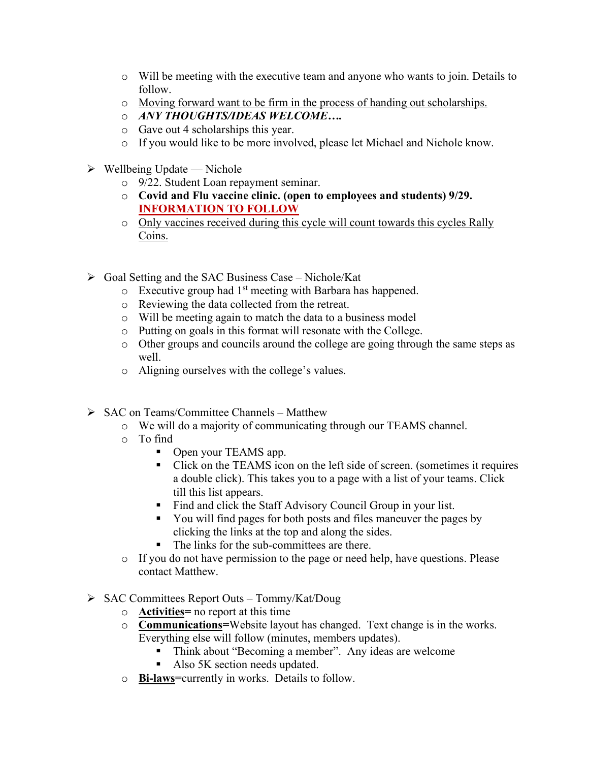- Will be meeting with the executive team and anyone who wants to join. Details to follow.
- <u>Moving forward want to be firm in the process of handing out scholarships.</u>
- ***ANY THOUGHTS/IDEAS WELCOME….***
- Gave out 4 scholarships this year.
- If you would like to be more involved, please let Michael and Nichole know.

- Wellbeing Update — Nichole
  - 9/22. Student Loan repayment seminar.
  - **Covid and Flu vaccine clinic. (open to employees and students) 9/29.** **<u>INFORMATION TO FOLLOW</u>**
  - <u>Only vaccines received during this cycle will count towards this cycles Rally Coins.</u>

- Goal Setting and the SAC Business Case – Nichole/Kat
  - Executive group had 1st meeting with Barbara has happened.
  - Reviewing the data collected from the retreat.
  - Will be meeting again to match the data to a business model
  - Putting on goals in this format will resonate with the College.
  - Other groups and councils around the college are going through the same steps as well.
  - Aligning ourselves with the college's values.

- SAC on Teams/Committee Channels – Matthew
  - We will do a majority of communicating through our TEAMS channel.
  - To find
    - Open your TEAMS app.
    - Click on the TEAMS icon on the left side of screen. (sometimes it requires a double click). This takes you to a page with a list of your teams. Click till this list appears.
    - Find and click the Staff Advisory Council Group in your list.
    - You will find pages for both posts and files maneuver the pages by clicking the links at the top and along the sides.
    - The links for the sub-committees are there.
  - If you do not have permission to the page or need help, have questions. Please contact Matthew.

- SAC Committees Report Outs – Tommy/Kat/Doug
  - **<u>Activities</u>=** no report at this time
  - **<u>Communications</u>=**Website layout has changed. Text change is in the works. Everything else will follow (minutes, members updates).
    - Think about "Becoming a member". Any ideas are welcome
    - Also 5K section needs updated.
  - **<u>Bi-laws</u>=**currently in works. Details to follow.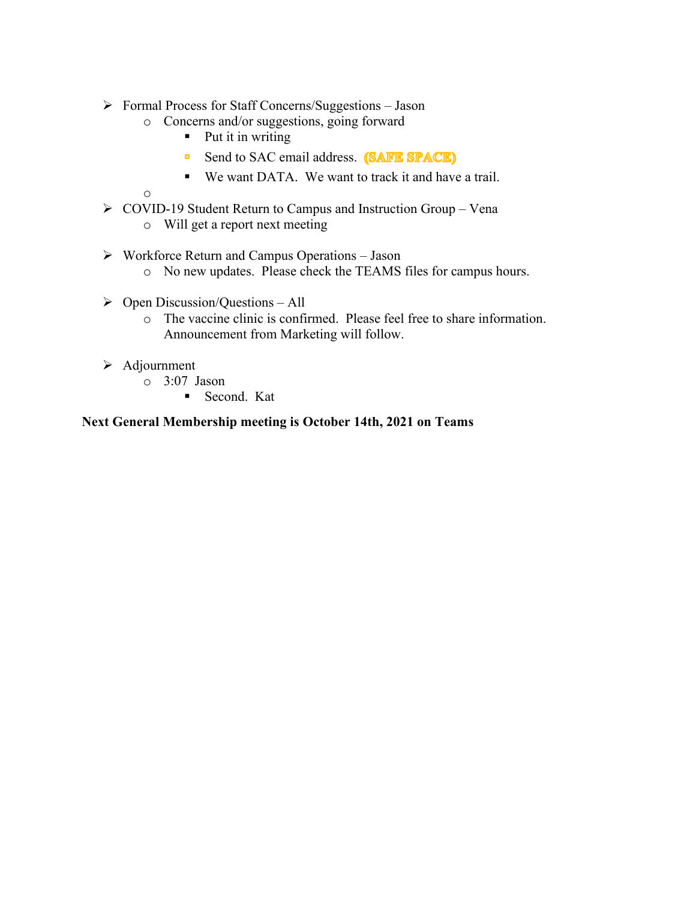- Formal Process for Staff Concerns/Suggestions – Jason
  - Concerns and/or suggestions, going forward
    - Put it in writing
    - Send to SAC email address. **(SAFE SPACE)**
    - We want DATA. We want to track it and have a trail.
  - 
- COVID-19 Student Return to Campus and Instruction Group – Vena
  - Will get a report next meeting
- Workforce Return and Campus Operations – Jason
  - No new updates. Please check the TEAMS files for campus hours.
- Open Discussion/Questions – All
  - The vaccine clinic is confirmed. Please feel free to share information. Announcement from Marketing will follow.
- Adjournment
  - 3:07 Jason
    - Second. Kat

**Next General Membership meeting is October 14th, 2021 on Teams**